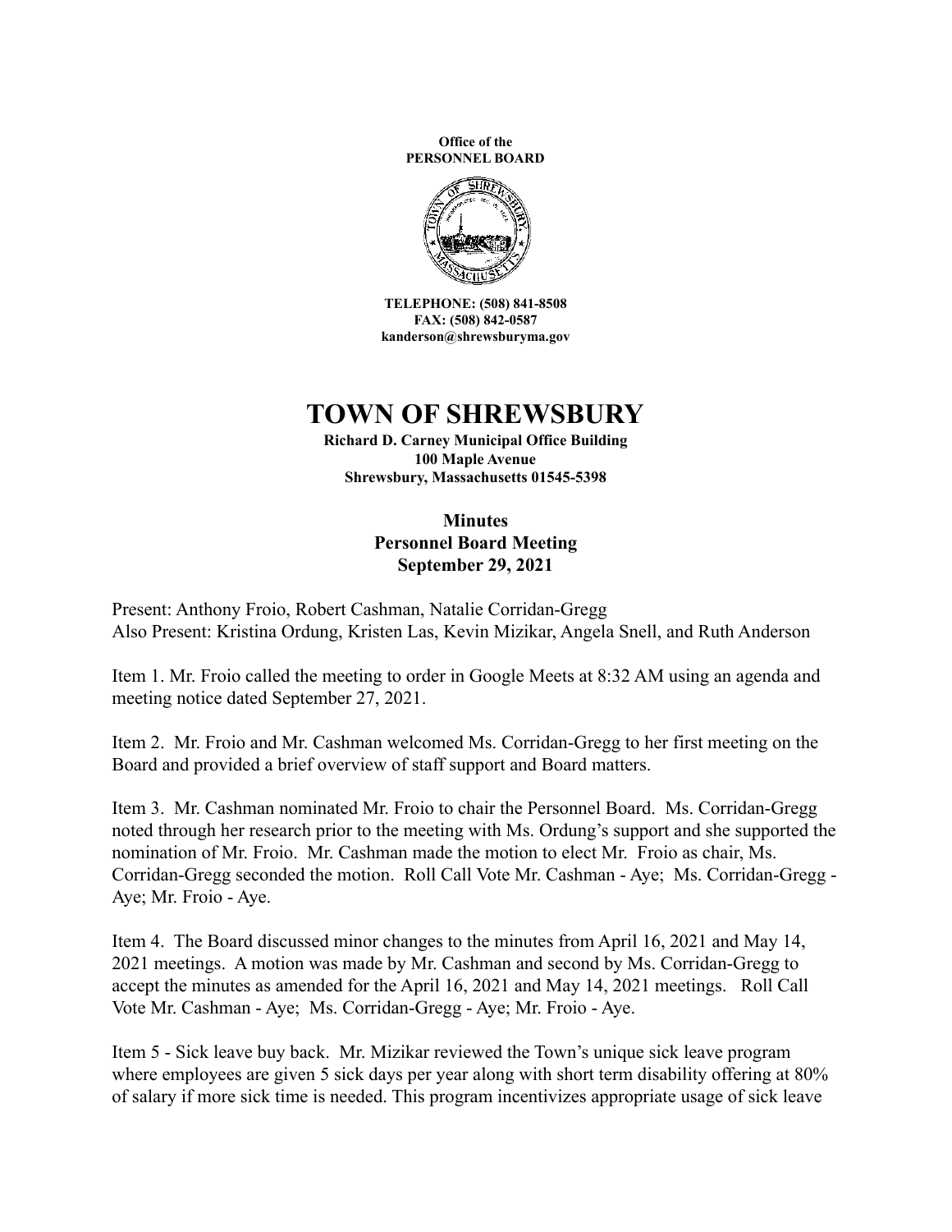**Office of the**
**PERSONNEL BOARD**

**TELEPHONE: (508) 841-8508**
**FAX: (508) 842-0587**
**kanderson@shrewsburyma.gov**

# TOWN OF SHREWSBURY

**Richard D. Carney Municipal Office Building**
**100 Maple Avenue**
**Shrewsbury, Massachusetts 01545-5398**

## Minutes
## Personnel Board Meeting
## September 29, 2021

Present: Anthony Froio, Robert Cashman, Natalie Corridan-Gregg
Also Present: Kristina Ordung, Kristen Las, Kevin Mizikar, Angela Snell, and Ruth Anderson

Item 1. Mr. Froio called the meeting to order in Google Meets at 8:32 AM using an agenda and meeting notice dated September 27, 2021.

Item 2. Mr. Froio and Mr. Cashman welcomed Ms. Corridan-Gregg to her first meeting on the Board and provided a brief overview of staff support and Board matters.

Item 3. Mr. Cashman nominated Mr. Froio to chair the Personnel Board. Ms. Corridan-Gregg noted through her research prior to the meeting with Ms. Ordung's support and she supported the nomination of Mr. Froio. Mr. Cashman made the motion to elect Mr. Froio as chair, Ms. Corridan-Gregg seconded the motion. Roll Call Vote Mr. Cashman - Aye; Ms. Corridan-Gregg - Aye; Mr. Froio - Aye.

Item 4. The Board discussed minor changes to the minutes from April 16, 2021 and May 14, 2021 meetings. A motion was made by Mr. Cashman and second by Ms. Corridan-Gregg to accept the minutes as amended for the April 16, 2021 and May 14, 2021 meetings. Roll Call Vote Mr. Cashman - Aye; Ms. Corridan-Gregg - Aye; Mr. Froio - Aye.

Item 5 - Sick leave buy back. Mr. Mizikar reviewed the Town's unique sick leave program where employees are given 5 sick days per year along with short term disability offering at 80% of salary if more sick time is needed. This program incentivizes appropriate usage of sick leave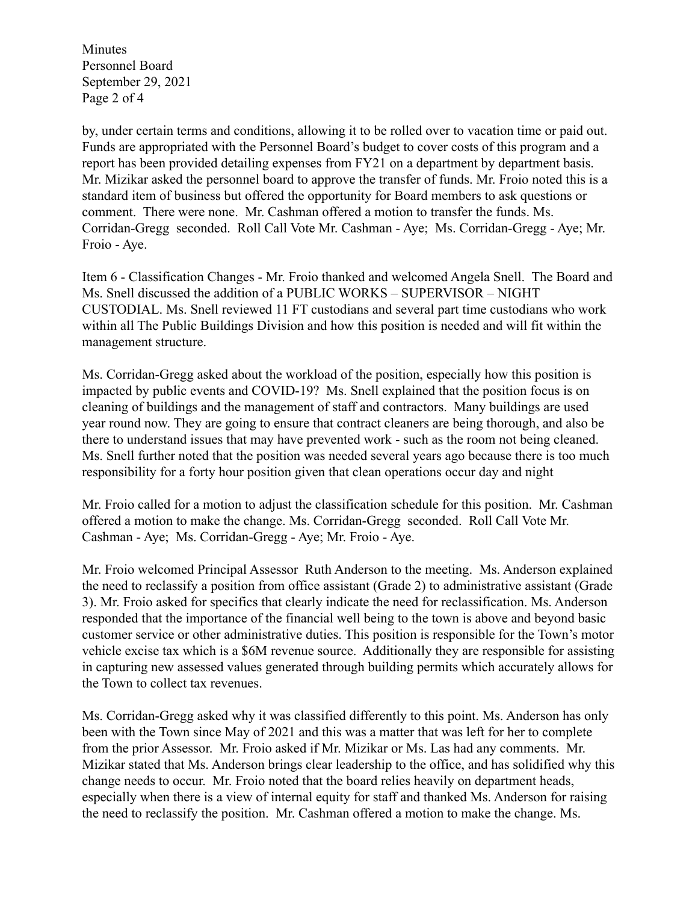by, under certain terms and conditions, allowing it to be rolled over to vacation time or paid out. Funds are appropriated with the Personnel Board's budget to cover costs of this program and a report has been provided detailing expenses from FY21 on a department by department basis. Mr. Mizikar asked the personnel board to approve the transfer of funds. Mr. Froio noted this is a standard item of business but offered the opportunity for Board members to ask questions or comment. There were none. Mr. Cashman offered a motion to transfer the funds. Ms. Corridan-Gregg seconded. Roll Call Vote Mr. Cashman - Aye; Ms. Corridan-Gregg - Aye; Mr. Froio - Aye.

Item 6 - Classification Changes - Mr. Froio thanked and welcomed Angela Snell. The Board and Ms. Snell discussed the addition of a PUBLIC WORKS – SUPERVISOR – NIGHT CUSTODIAL. Ms. Snell reviewed 11 FT custodians and several part time custodians who work within all The Public Buildings Division and how this position is needed and will fit within the management structure.

Ms. Corridan-Gregg asked about the workload of the position, especially how this position is impacted by public events and COVID-19? Ms. Snell explained that the position focus is on cleaning of buildings and the management of staff and contractors. Many buildings are used year round now. They are going to ensure that contract cleaners are being thorough, and also be there to understand issues that may have prevented work - such as the room not being cleaned. Ms. Snell further noted that the position was needed several years ago because there is too much responsibility for a forty hour position given that clean operations occur day and night

Mr. Froio called for a motion to adjust the classification schedule for this position. Mr. Cashman offered a motion to make the change. Ms. Corridan-Gregg seconded. Roll Call Vote Mr. Cashman - Aye; Ms. Corridan-Gregg - Aye; Mr. Froio - Aye.

Mr. Froio welcomed Principal Assessor Ruth Anderson to the meeting. Ms. Anderson explained the need to reclassify a position from office assistant (Grade 2) to administrative assistant (Grade 3). Mr. Froio asked for specifics that clearly indicate the need for reclassification. Ms. Anderson responded that the importance of the financial well being to the town is above and beyond basic customer service or other administrative duties. This position is responsible for the Town's motor vehicle excise tax which is a $6M revenue source. Additionally they are responsible for assisting in capturing new assessed values generated through building permits which accurately allows for the Town to collect tax revenues.

Ms. Corridan-Gregg asked why it was classified differently to this point. Ms. Anderson has only been with the Town since May of 2021 and this was a matter that was left for her to complete from the prior Assessor. Mr. Froio asked if Mr. Mizikar or Ms. Las had any comments. Mr. Mizikar stated that Ms. Anderson brings clear leadership to the office, and has solidified why this change needs to occur. Mr. Froio noted that the board relies heavily on department heads, especially when there is a view of internal equity for staff and thanked Ms. Anderson for raising the need to reclassify the position. Mr. Cashman offered a motion to make the change. Ms.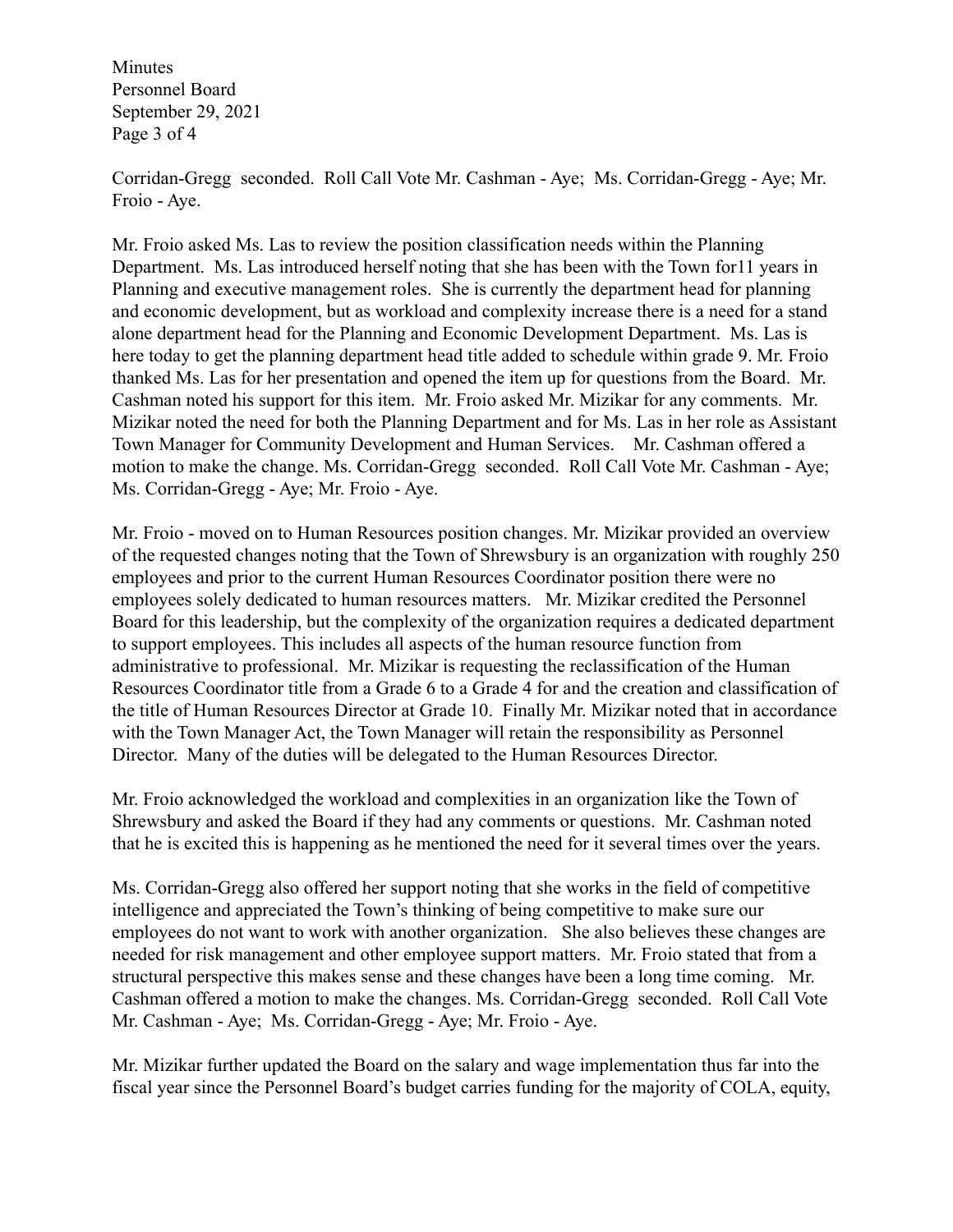Corridan-Gregg seconded. Roll Call Vote Mr. Cashman - Aye; Ms. Corridan-Gregg - Aye; Mr. Froio - Aye.

Mr. Froio asked Ms. Las to review the position classification needs within the Planning Department. Ms. Las introduced herself noting that she has been with the Town for11 years in Planning and executive management roles. She is currently the department head for planning and economic development, but as workload and complexity increase there is a need for a stand alone department head for the Planning and Economic Development Department. Ms. Las is here today to get the planning department head title added to schedule within grade 9. Mr. Froio thanked Ms. Las for her presentation and opened the item up for questions from the Board. Mr. Cashman noted his support for this item. Mr. Froio asked Mr. Mizikar for any comments. Mr. Mizikar noted the need for both the Planning Department and for Ms. Las in her role as Assistant Town Manager for Community Development and Human Services. Mr. Cashman offered a motion to make the change. Ms. Corridan-Gregg seconded. Roll Call Vote Mr. Cashman - Aye; Ms. Corridan-Gregg - Aye; Mr. Froio - Aye.

Mr. Froio - moved on to Human Resources position changes. Mr. Mizikar provided an overview of the requested changes noting that the Town of Shrewsbury is an organization with roughly 250 employees and prior to the current Human Resources Coordinator position there were no employees solely dedicated to human resources matters. Mr. Mizikar credited the Personnel Board for this leadership, but the complexity of the organization requires a dedicated department to support employees. This includes all aspects of the human resource function from administrative to professional. Mr. Mizikar is requesting the reclassification of the Human Resources Coordinator title from a Grade 6 to a Grade 4 for and the creation and classification of the title of Human Resources Director at Grade 10. Finally Mr. Mizikar noted that in accordance with the Town Manager Act, the Town Manager will retain the responsibility as Personnel Director. Many of the duties will be delegated to the Human Resources Director.

Mr. Froio acknowledged the workload and complexities in an organization like the Town of Shrewsbury and asked the Board if they had any comments or questions. Mr. Cashman noted that he is excited this is happening as he mentioned the need for it several times over the years.

Ms. Corridan-Gregg also offered her support noting that she works in the field of competitive intelligence and appreciated the Town's thinking of being competitive to make sure our employees do not want to work with another organization. She also believes these changes are needed for risk management and other employee support matters. Mr. Froio stated that from a structural perspective this makes sense and these changes have been a long time coming. Mr. Cashman offered a motion to make the changes. Ms. Corridan-Gregg seconded. Roll Call Vote Mr. Cashman - Aye; Ms. Corridan-Gregg - Aye; Mr. Froio - Aye.

Mr. Mizikar further updated the Board on the salary and wage implementation thus far into the fiscal year since the Personnel Board's budget carries funding for the majority of COLA, equity,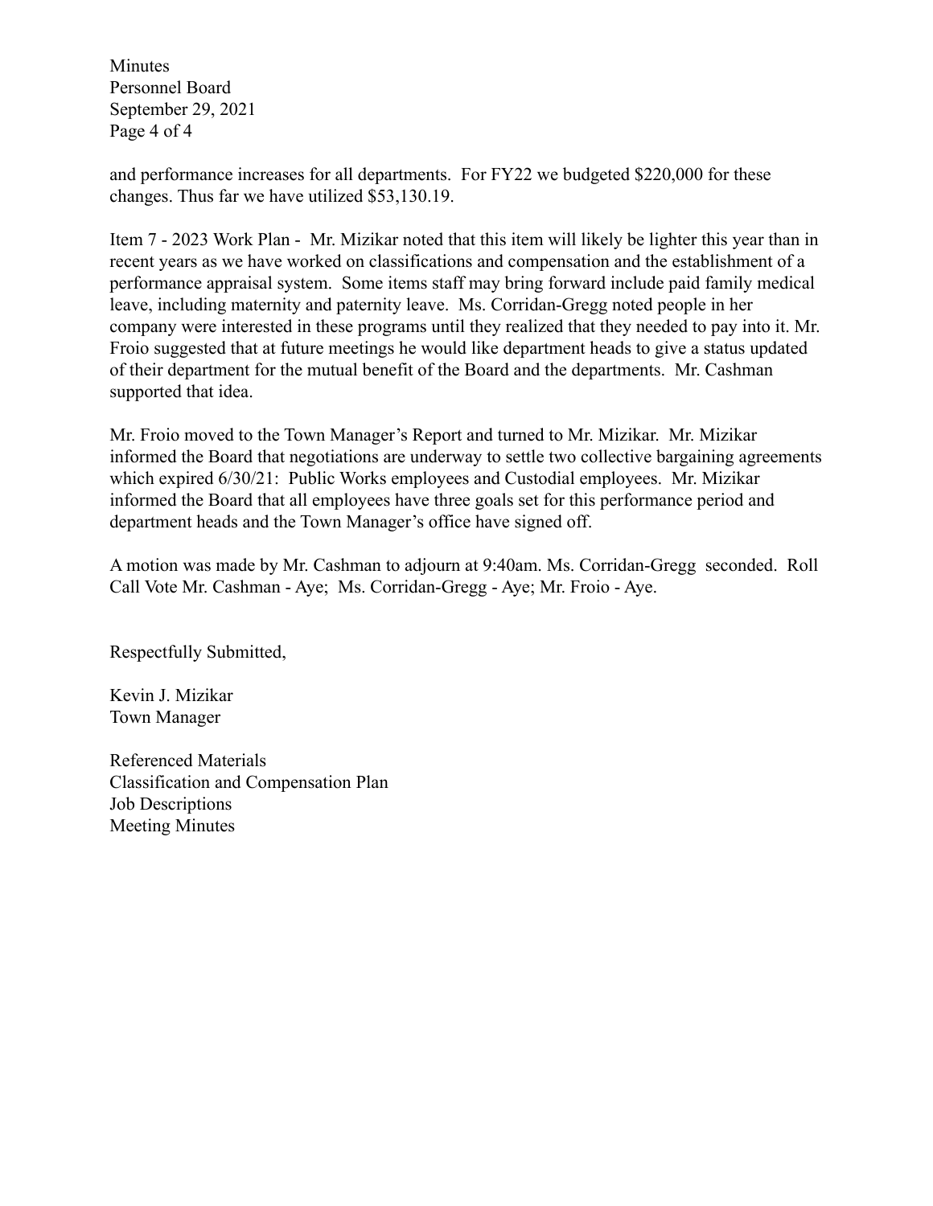and performance increases for all departments. For FY22 we budgeted $220,000 for these changes. Thus far we have utilized $53,130.19.

Item 7 - 2023 Work Plan - Mr. Mizikar noted that this item will likely be lighter this year than in recent years as we have worked on classifications and compensation and the establishment of a performance appraisal system. Some items staff may bring forward include paid family medical leave, including maternity and paternity leave. Ms. Corridan-Gregg noted people in her company were interested in these programs until they realized that they needed to pay into it. Mr. Froio suggested that at future meetings he would like department heads to give a status updated of their department for the mutual benefit of the Board and the departments. Mr. Cashman supported that idea.

Mr. Froio moved to the Town Manager's Report and turned to Mr. Mizikar. Mr. Mizikar informed the Board that negotiations are underway to settle two collective bargaining agreements which expired 6/30/21: Public Works employees and Custodial employees. Mr. Mizikar informed the Board that all employees have three goals set for this performance period and department heads and the Town Manager's office have signed off.

A motion was made by Mr. Cashman to adjourn at 9:40am. Ms. Corridan-Gregg seconded. Roll Call Vote Mr. Cashman - Aye; Ms. Corridan-Gregg - Aye; Mr. Froio - Aye.

Respectfully Submitted,

Kevin J. Mizikar  
Town Manager

Referenced Materials  
Classification and Compensation Plan  
Job Descriptions  
Meeting Minutes